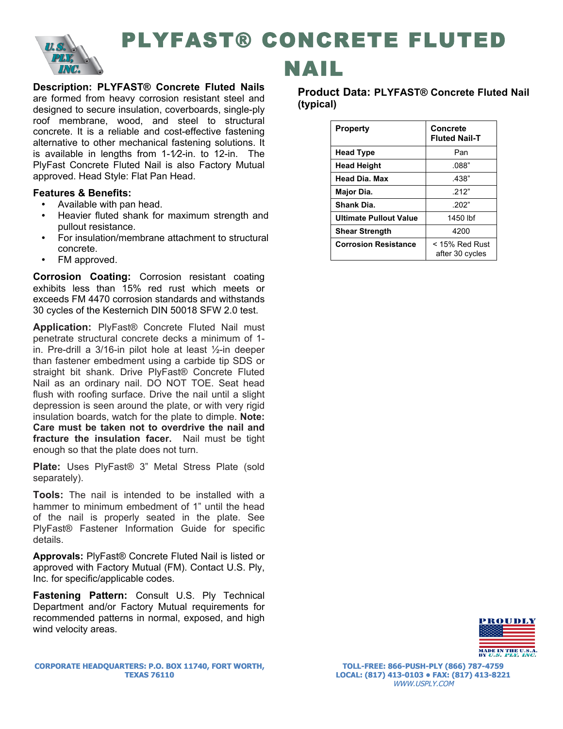# PLYFAST® CONCRETE FLUTED NAIL

**Description: PLYFAST® Concrete Fluted Nails** are formed from heavy corrosion resistant steel and designed to secure insulation, coverboards, single-ply roof membrane, wood, and steel to structural concrete. It is a reliable and cost-effective fastening alternative to other mechanical fastening solutions. It is available in lengths from 1-1⁄2-in. to 12-in. The PlyFast Concrete Fluted Nail is also Factory Mutual approved. Head Style: Flat Pan Head.

### Features & Benefits:

- Available with pan head.
- Heavier fluted shank for maximum strength and pullout resistance.
- For insulation/membrane attachment to structural concrete.
- FM approved.

**Corrosion Coating:** Corrosion resistant coating exhibits less than 15% red rust which meets or exceeds FM 4470 corrosion standards and withstands 30 cycles of the Kesternich DIN 50018 SFW 2.0 test.

**Application:** PlyFast® Concrete Fluted Nail must penetrate structural concrete decks a minimum of 1-in. Pre-drill a 3/16-in pilot hole at least ½-in deeper than fastener embedment using a carbide tip SDS or straight bit shank. Drive PlyFast® Concrete Fluted Nail as an ordinary nail. DO NOT TOE. Seat head flush with roofing surface. Drive the nail until a slight depression is seen around the plate, or with very rigid insulation boards, watch for the plate to dimple. **Note: Care must be taken not to overdrive the nail and fracture the insulation facer.** Nail must be tight enough so that the plate does not turn.

**Plate:** Uses PlyFast® 3" Metal Stress Plate (sold separately).

**Tools:** The nail is intended to be installed with a hammer to minimum embedment of 1" until the head of the nail is properly seated in the plate. See PlyFast® Fastener Information Guide for specific details.

**Approvals:** PlyFast® Concrete Fluted Nail is listed or approved with Factory Mutual (FM). Contact U.S. Ply, Inc. for specific/applicable codes.

**Fastening Pattern:** Consult U.S. Ply Technical Department and/or Factory Mutual requirements for recommended patterns in normal, exposed, and high wind velocity areas.

## Product Data: PLYFAST® Concrete Fluted Nail (typical)

| Property | Concrete Fluted Nail-T |
|---|---|
| Head Type | Pan |
| Head Height | .088" |
| Head Dia. Max | .438" |
| Major Dia. | .212" |
| Shank Dia. | .202" |
| Ultimate Pullout Value | 1450 lbf |
| Shear Strength | 4200 |
| Corrosion Resistance | < 15% Red Rust after 30 cycles |

PROUDLY MADE IN THE U.S.A. BY U.S. PLY, INC.

CORPORATE HEADQUARTERS: P.O. BOX 11740, FORT WORTH, TEXAS 76110

TOLL-FREE: 866-PUSH-PLY (866) 787-4759
LOCAL: (817) 413-0103 • FAX: (817) 413-8221
WWW.USPLY.COM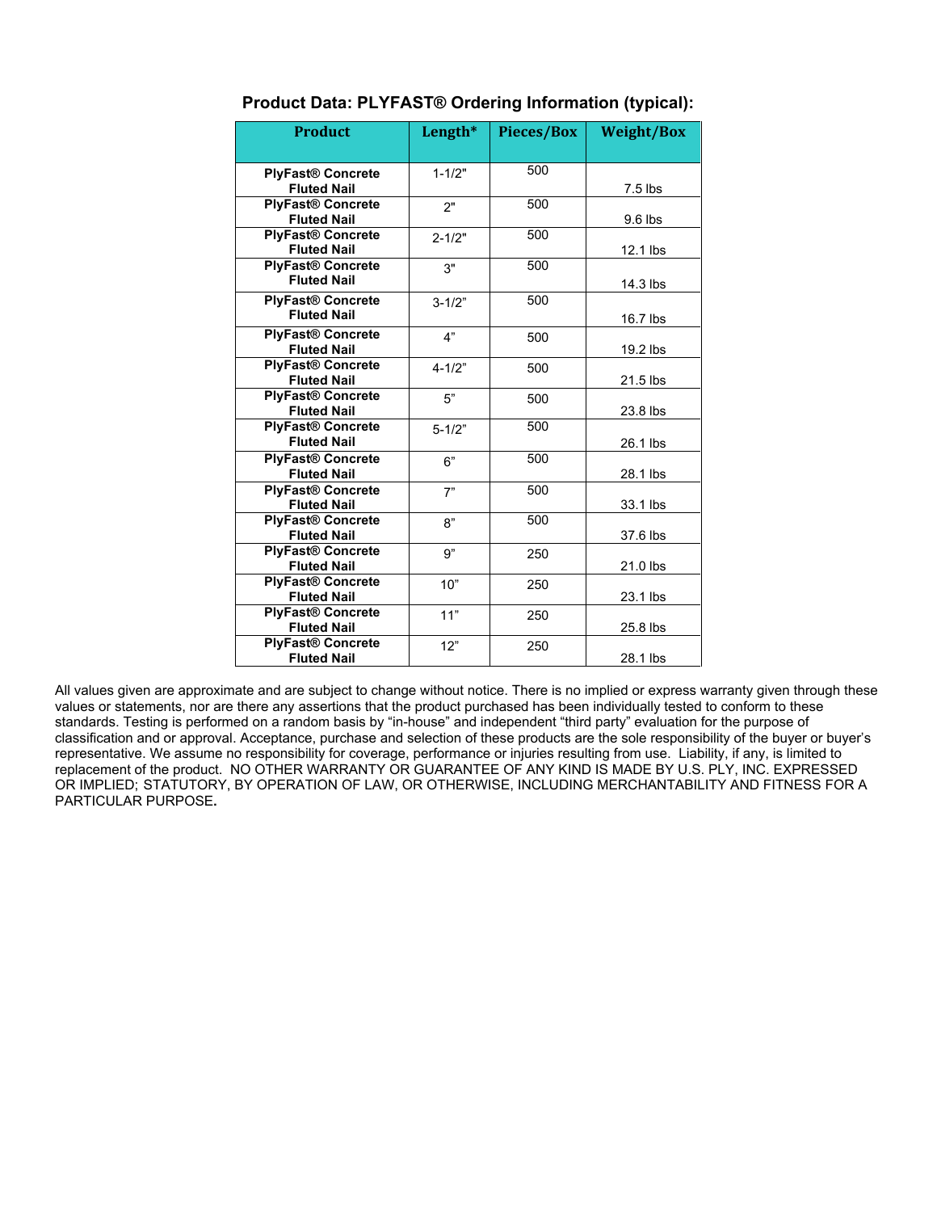### Product Data: PLYFAST® Ordering Information (typical):

| Product | Length* | Pieces/Box | Weight/Box |
|---|---|---|---|
| **PlyFast® Concrete Fluted Nail** | 1-1/2" | 500 | 7.5 lbs |
| **PlyFast® Concrete Fluted Nail** | 2" | 500 | 9.6 lbs |
| **PlyFast® Concrete Fluted Nail** | 2-1/2" | 500 | 12.1 lbs |
| **PlyFast® Concrete Fluted Nail** | 3" | 500 | 14.3 lbs |
| **PlyFast® Concrete Fluted Nail** | 3-1/2" | 500 | 16.7 lbs |
| **PlyFast® Concrete Fluted Nail** | 4" | 500 | 19.2 lbs |
| **PlyFast® Concrete Fluted Nail** | 4-1/2" | 500 | 21.5 lbs |
| **PlyFast® Concrete Fluted Nail** | 5" | 500 | 23.8 lbs |
| **PlyFast® Concrete Fluted Nail** | 5-1/2" | 500 | 26.1 lbs |
| **PlyFast® Concrete Fluted Nail** | 6" | 500 | 28.1 lbs |
| **PlyFast® Concrete Fluted Nail** | 7" | 500 | 33.1 lbs |
| **PlyFast® Concrete Fluted Nail** | 8" | 500 | 37.6 lbs |
| **PlyFast® Concrete Fluted Nail** | 9" | 250 | 21.0 lbs |
| **PlyFast® Concrete Fluted Nail** | 10" | 250 | 23.1 lbs |
| **PlyFast® Concrete Fluted Nail** | 11" | 250 | 25.8 lbs |
| **PlyFast® Concrete Fluted Nail** | 12" | 250 | 28.1 lbs |

All values given are approximate and are subject to change without notice. There is no implied or express warranty given through these values or statements, nor are there any assertions that the product purchased has been individually tested to conform to these standards. Testing is performed on a random basis by "in-house" and independent "third party" evaluation for the purpose of classification and or approval. Acceptance, purchase and selection of these products are the sole responsibility of the buyer or buyer's representative. We assume no responsibility for coverage, performance or injuries resulting from use. Liability, if any, is limited to replacement of the product. NO OTHER WARRANTY OR GUARANTEE OF ANY KIND IS MADE BY U.S. PLY, INC. EXPRESSED OR IMPLIED; STATUTORY, BY OPERATION OF LAW, OR OTHERWISE, INCLUDING MERCHANTABILITY AND FITNESS FOR A PARTICULAR PURPOSE**.**